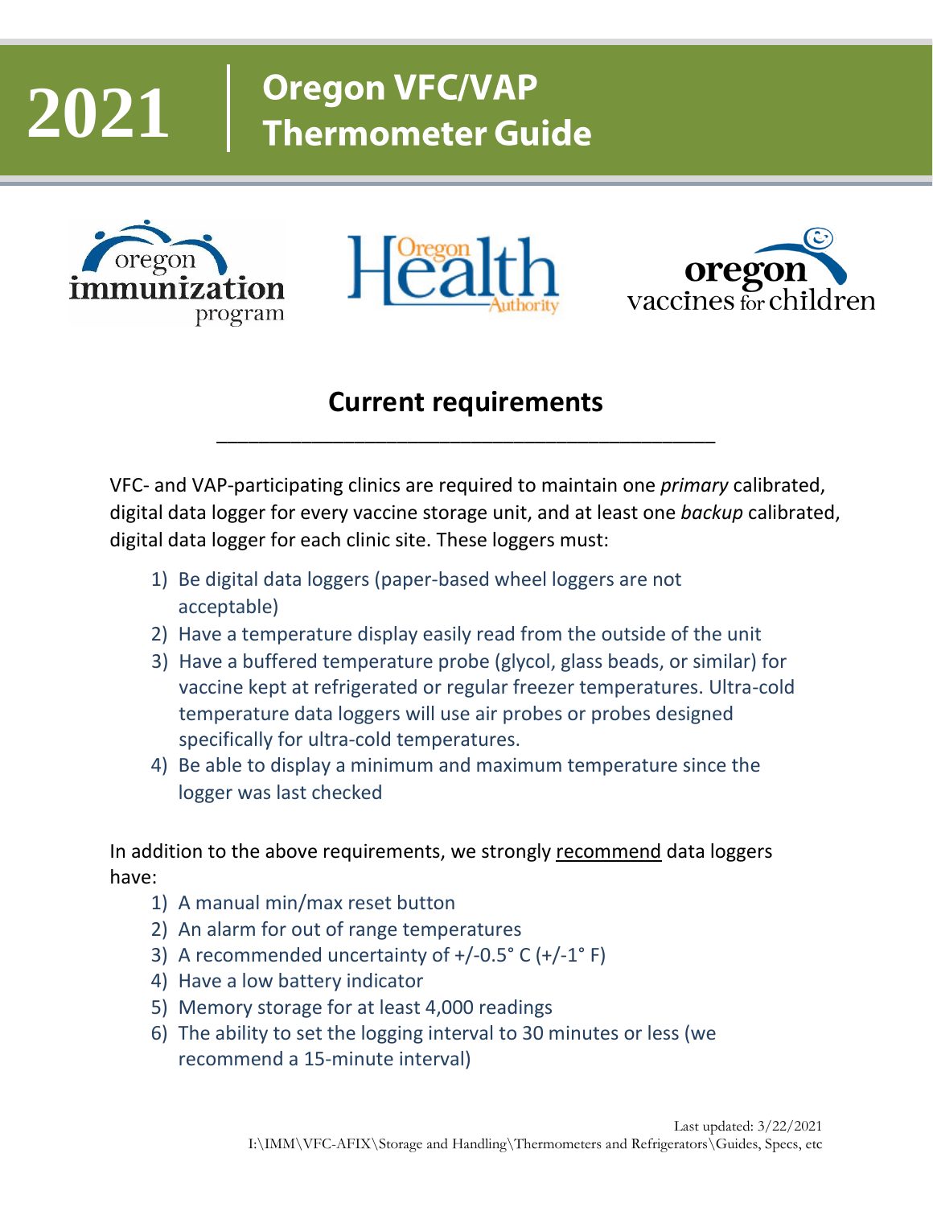# 2021 | Oregon VFC/VAP Thermometer Guide

## Current requirements

VFC- and VAP-participating clinics are required to maintain one *primary* calibrated, digital data logger for every vaccine storage unit, and at least one *backup* calibrated, digital data logger for each clinic site. These loggers must:

1) Be digital data loggers (paper-based wheel loggers are not acceptable)
2) Have a temperature display easily read from the outside of the unit
3) Have a buffered temperature probe (glycol, glass beads, or similar) for vaccine kept at refrigerated or regular freezer temperatures. Ultra-cold temperature data loggers will use air probes or probes designed specifically for ultra-cold temperatures.
4) Be able to display a minimum and maximum temperature since the logger was last checked

In addition to the above requirements, we strongly recommend data loggers have:

1) A manual min/max reset button
2) An alarm for out of range temperatures
3) A recommended uncertainty of +/-0.5° C (+/-1° F)
4) Have a low battery indicator
5) Memory storage for at least 4,000 readings
6) The ability to set the logging interval to 30 minutes or less (we recommend a 15-minute interval)

Last updated: 3/22/2021
I:\IMM\VFC-AFIX\Storage and Handling\Thermometers and Refrigerators\Guides, Specs, etc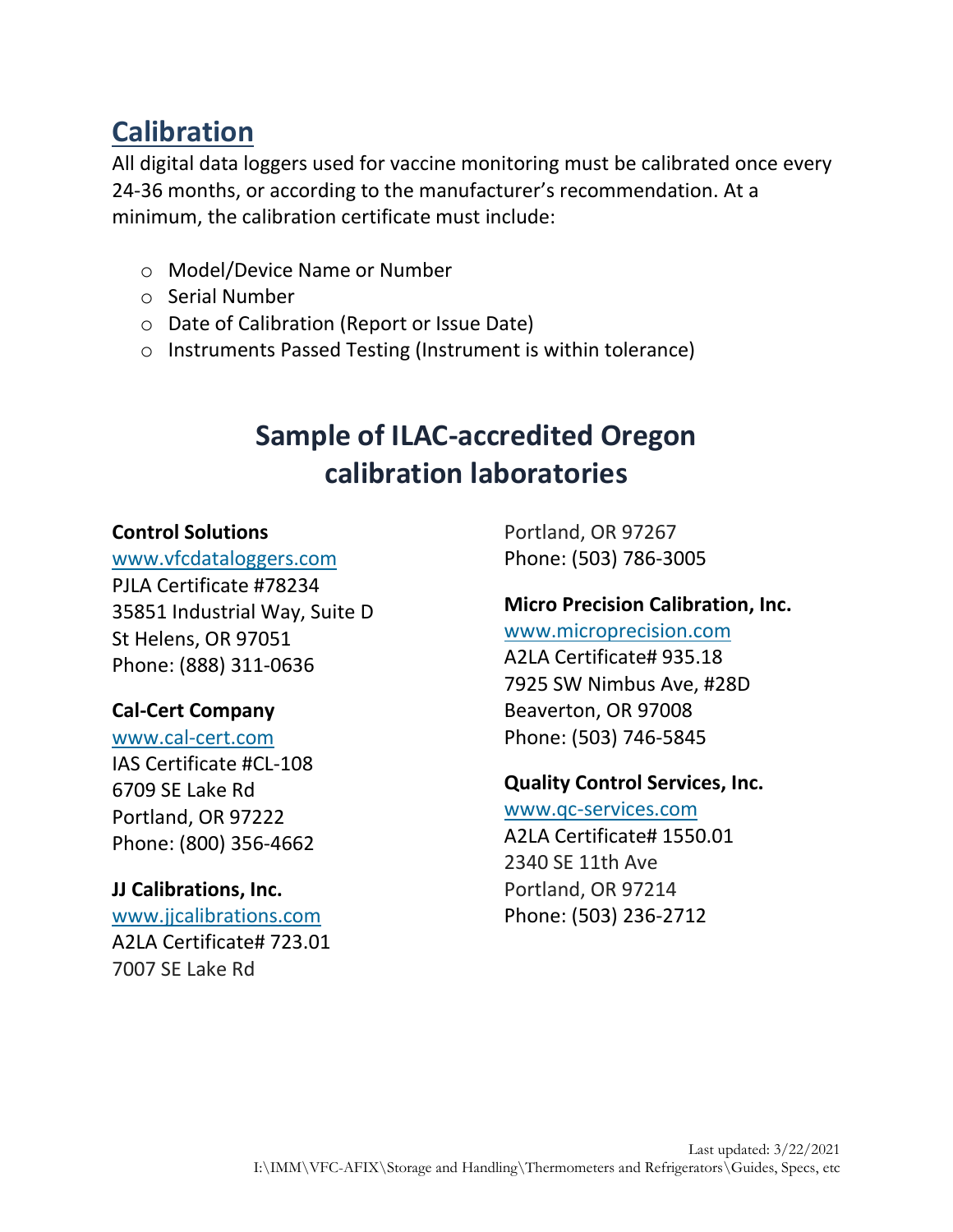## Calibration

All digital data loggers used for vaccine monitoring must be calibrated once every 24-36 months, or according to the manufacturer's recommendation. At a minimum, the calibration certificate must include:

- Model/Device Name or Number
- Serial Number
- Date of Calibration (Report or Issue Date)
- Instruments Passed Testing (Instrument is within tolerance)

## Sample of ILAC-accredited Oregon calibration laboratories

**Control Solutions**
www.vfcdataloggers.com
PJLA Certificate #78234
35851 Industrial Way, Suite D
St Helens, OR 97051
Phone: (888) 311-0636

**Cal-Cert Company**
www.cal-cert.com
IAS Certificate #CL-108
6709 SE Lake Rd
Portland, OR 97222
Phone: (800) 356-4662

**JJ Calibrations, Inc.**
www.jjcalibrations.com
A2LA Certificate# 723.01
7007 SE Lake Rd
Portland, OR 97267
Phone: (503) 786-3005

**Micro Precision Calibration, Inc.**
www.microprecision.com
A2LA Certificate# 935.18
7925 SW Nimbus Ave, #28D
Beaverton, OR 97008
Phone: (503) 746-5845

**Quality Control Services, Inc.**
www.qc-services.com
A2LA Certificate# 1550.01
2340 SE 11th Ave
Portland, OR 97214
Phone: (503) 236-2712

Last updated: 3/22/2021
I:\IMM\VFC-AFIX\Storage and Handling\Thermometers and Refrigerators\Guides, Specs, etc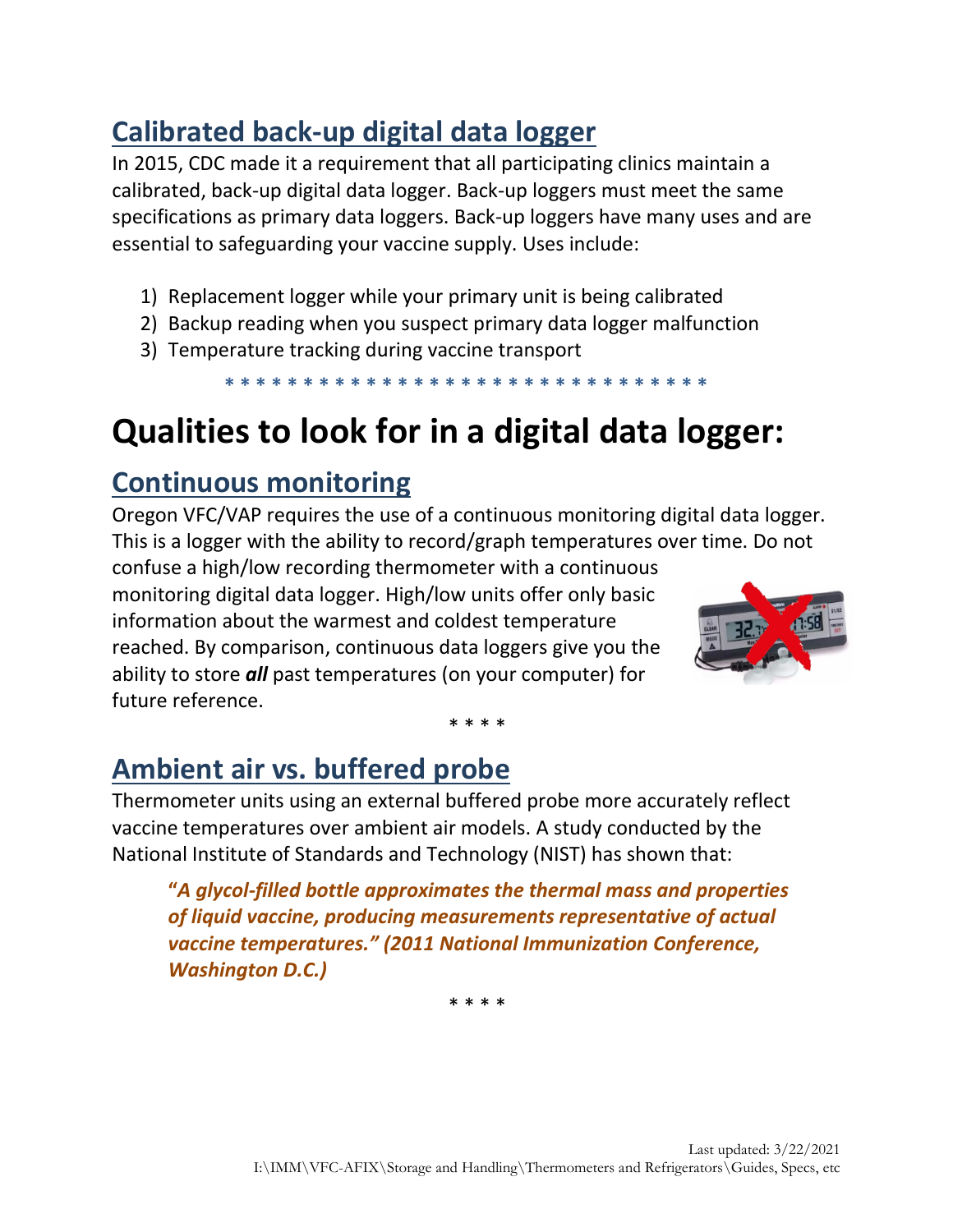## Calibrated back-up digital data logger

In 2015, CDC made it a requirement that all participating clinics maintain a calibrated, back-up digital data logger. Back-up loggers must meet the same specifications as primary data loggers. Back-up loggers have many uses and are essential to safeguarding your vaccine supply. Uses include:

1) Replacement logger while your primary unit is being calibrated
2) Backup reading when you suspect primary data logger malfunction
3) Temperature tracking during vaccine transport

* * * * * * * * * * * * * * * * * * * * * * * * * * * * * * * *

# Qualities to look for in a digital data logger:

## Continuous monitoring

Oregon VFC/VAP requires the use of a continuous monitoring digital data logger. This is a logger with the ability to record/graph temperatures over time. Do not confuse a high/low recording thermometer with a continuous monitoring digital data logger. High/low units offer only basic information about the warmest and coldest temperature reached. By comparison, continuous data loggers give you the ability to store ***all*** past temperatures (on your computer) for future reference.

* * * *

## Ambient air vs. buffered probe

Thermometer units using an external buffered probe more accurately reflect vaccine temperatures over ambient air models. A study conducted by the National Institute of Standards and Technology (NIST) has shown that:

> ***"A glycol-filled bottle approximates the thermal mass and properties of liquid vaccine, producing measurements representative of actual vaccine temperatures." (2011 National Immunization Conference, Washington D.C.)***

* * * *

Last updated: 3/22/2021
I:\IMM\VFC-AFIX\Storage and Handling\Thermometers and Refrigerators\Guides, Specs, etc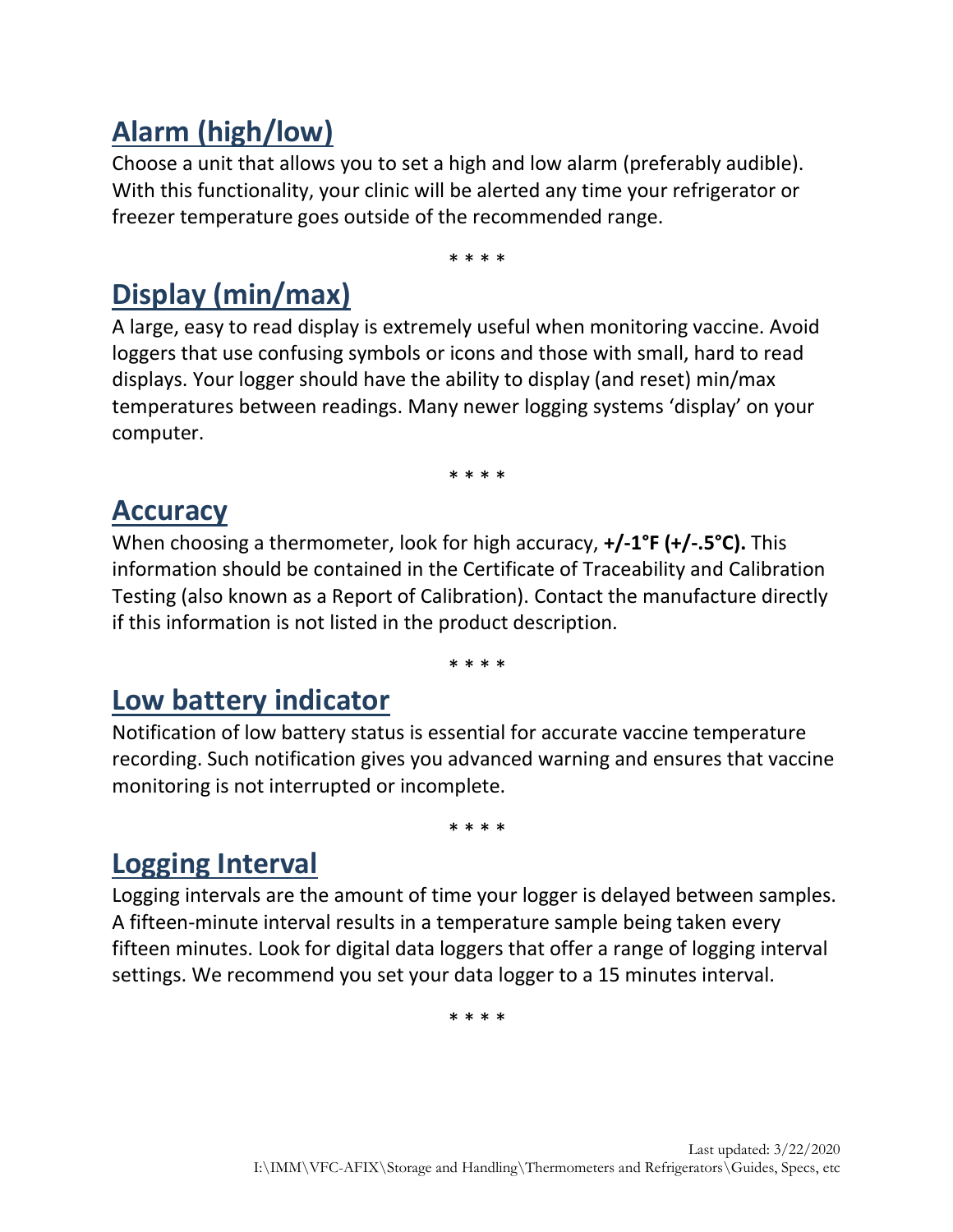## Alarm (high/low)

Choose a unit that allows you to set a high and low alarm (preferably audible). With this functionality, your clinic will be alerted any time your refrigerator or freezer temperature goes outside of the recommended range.

* * * *

## Display (min/max)

A large, easy to read display is extremely useful when monitoring vaccine. Avoid loggers that use confusing symbols or icons and those with small, hard to read displays. Your logger should have the ability to display (and reset) min/max temperatures between readings. Many newer logging systems 'display' on your computer.

* * * *

## Accuracy

When choosing a thermometer, look for high accuracy, **+/-1°F (+/-.5°C).** This information should be contained in the Certificate of Traceability and Calibration Testing (also known as a Report of Calibration). Contact the manufacture directly if this information is not listed in the product description.

* * * *

## Low battery indicator

Notification of low battery status is essential for accurate vaccine temperature recording. Such notification gives you advanced warning and ensures that vaccine monitoring is not interrupted or incomplete.

* * * *

## Logging Interval

Logging intervals are the amount of time your logger is delayed between samples. A fifteen-minute interval results in a temperature sample being taken every fifteen minutes. Look for digital data loggers that offer a range of logging interval settings. We recommend you set your data logger to a 15 minutes interval.

* * * *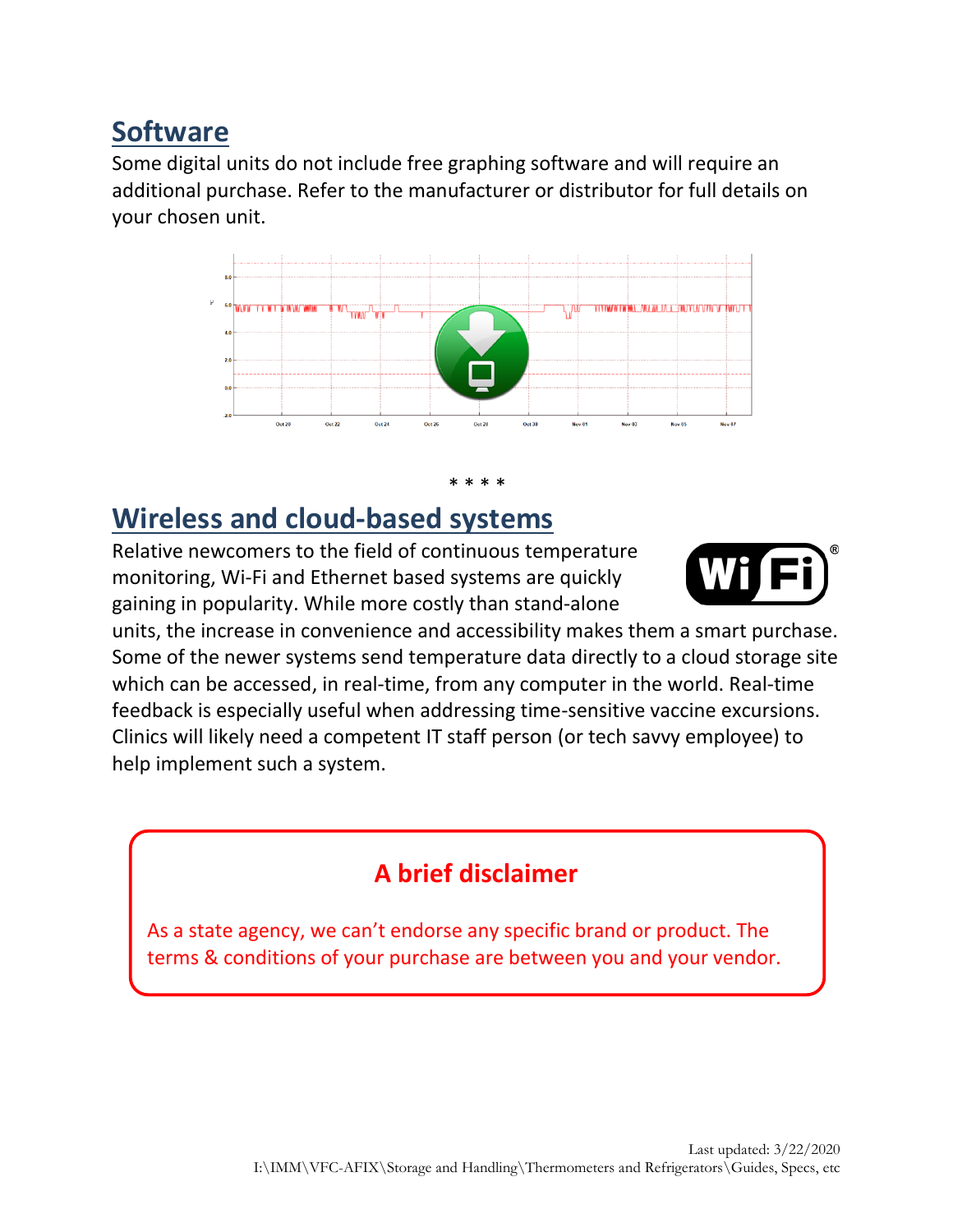## Software

Some digital units do not include free graphing software and will require an additional purchase. Refer to the manufacturer or distributor for full details on your chosen unit.

\* \* \* \*

## Wireless and cloud-based systems

Relative newcomers to the field of continuous temperature monitoring, Wi-Fi and Ethernet based systems are quickly gaining in popularity. While more costly than stand-alone units, the increase in convenience and accessibility makes them a smart purchase. Some of the newer systems send temperature data directly to a cloud storage site which can be accessed, in real-time, from any computer in the world. Real-time feedback is especially useful when addressing time-sensitive vaccine excursions. Clinics will likely need a competent IT staff person (or tech savvy employee) to help implement such a system.

**A brief disclaimer**

As a state agency, we can't endorse any specific brand or product. The terms & conditions of your purchase are between you and your vendor.

Last updated: 3/22/2020
I:\IMM\VFC-AFIX\Storage and Handling\Thermometers and Refrigerators\Guides, Specs, etc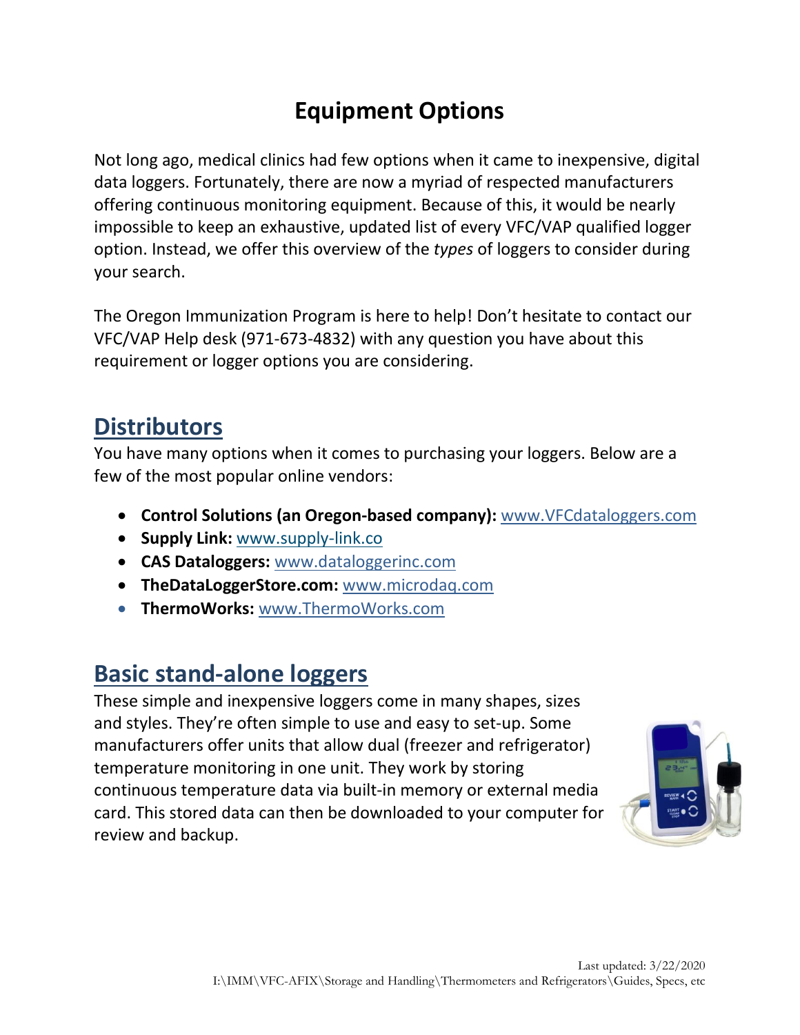# Equipment Options

Not long ago, medical clinics had few options when it came to inexpensive, digital data loggers. Fortunately, there are now a myriad of respected manufacturers offering continuous monitoring equipment. Because of this, it would be nearly impossible to keep an exhaustive, updated list of every VFC/VAP qualified logger option. Instead, we offer this overview of the *types* of loggers to consider during your search.

The Oregon Immunization Program is here to help! Don't hesitate to contact our VFC/VAP Help desk (971-673-4832) with any question you have about this requirement or logger options you are considering.

## Distributors

You have many options when it comes to purchasing your loggers. Below are a few of the most popular online vendors:

- **Control Solutions (an Oregon-based company):** www.VFCdataloggers.com
- **Supply Link:** www.supply-link.co
- **CAS Dataloggers:** www.dataloggerinc.com
- **TheDataLoggerStore.com:** www.microdaq.com
- **ThermoWorks:** www.ThermoWorks.com

## Basic stand-alone loggers

These simple and inexpensive loggers come in many shapes, sizes and styles. They're often simple to use and easy to set-up. Some manufacturers offer units that allow dual (freezer and refrigerator) temperature monitoring in one unit. They work by storing continuous temperature data via built-in memory or external media card. This stored data can then be downloaded to your computer for review and backup.

Last updated: 3/22/2020
I:\IMM\VFC-AFIX\Storage and Handling\Thermometers and Refrigerators\Guides, Specs, etc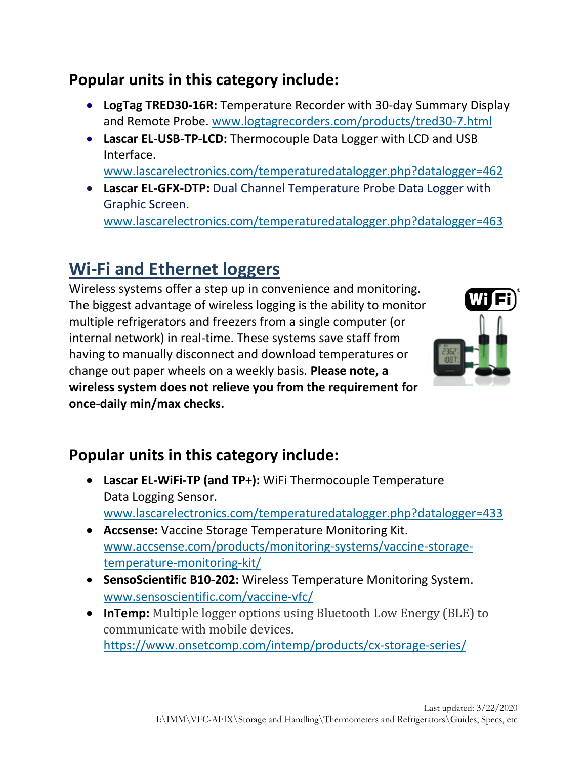## Popular units in this category include:

- **LogTag TRED30-16R:** Temperature Recorder with 30-day Summary Display and Remote Probe. www.logtagrecorders.com/products/tred30-7.html
- **Lascar EL-USB-TP-LCD:** Thermocouple Data Logger with LCD and USB Interface. www.lascarelectronics.com/temperaturedatalogger.php?datalogger=462
- **Lascar EL-GFX-DTP:** Dual Channel Temperature Probe Data Logger with Graphic Screen. www.lascarelectronics.com/temperaturedatalogger.php?datalogger=463

# Wi-Fi and Ethernet loggers

Wireless systems offer a step up in convenience and monitoring. The biggest advantage of wireless logging is the ability to monitor multiple refrigerators and freezers from a single computer (or internal network) in real-time. These systems save staff from having to manually disconnect and download temperatures or change out paper wheels on a weekly basis. **Please note, a wireless system does not relieve you from the requirement for once-daily min/max checks.**

## Popular units in this category include:

- **Lascar EL-WiFi-TP (and TP+):** WiFi Thermocouple Temperature Data Logging Sensor. www.lascarelectronics.com/temperaturedatalogger.php?datalogger=433
- **Accsense:** Vaccine Storage Temperature Monitoring Kit. www.accsense.com/products/monitoring-systems/vaccine-storage-temperature-monitoring-kit/
- **SensoScientific B10-202:** Wireless Temperature Monitoring System. www.sensoscientific.com/vaccine-vfc/
- **InTemp:** Multiple logger options using Bluetooth Low Energy (BLE) to communicate with mobile devices. https://www.onsetcomp.com/intemp/products/cx-storage-series/

Last updated: 3/22/2020
I:\IMM\VFC-AFIX\Storage and Handling\Thermometers and Refrigerators\Guides, Specs, etc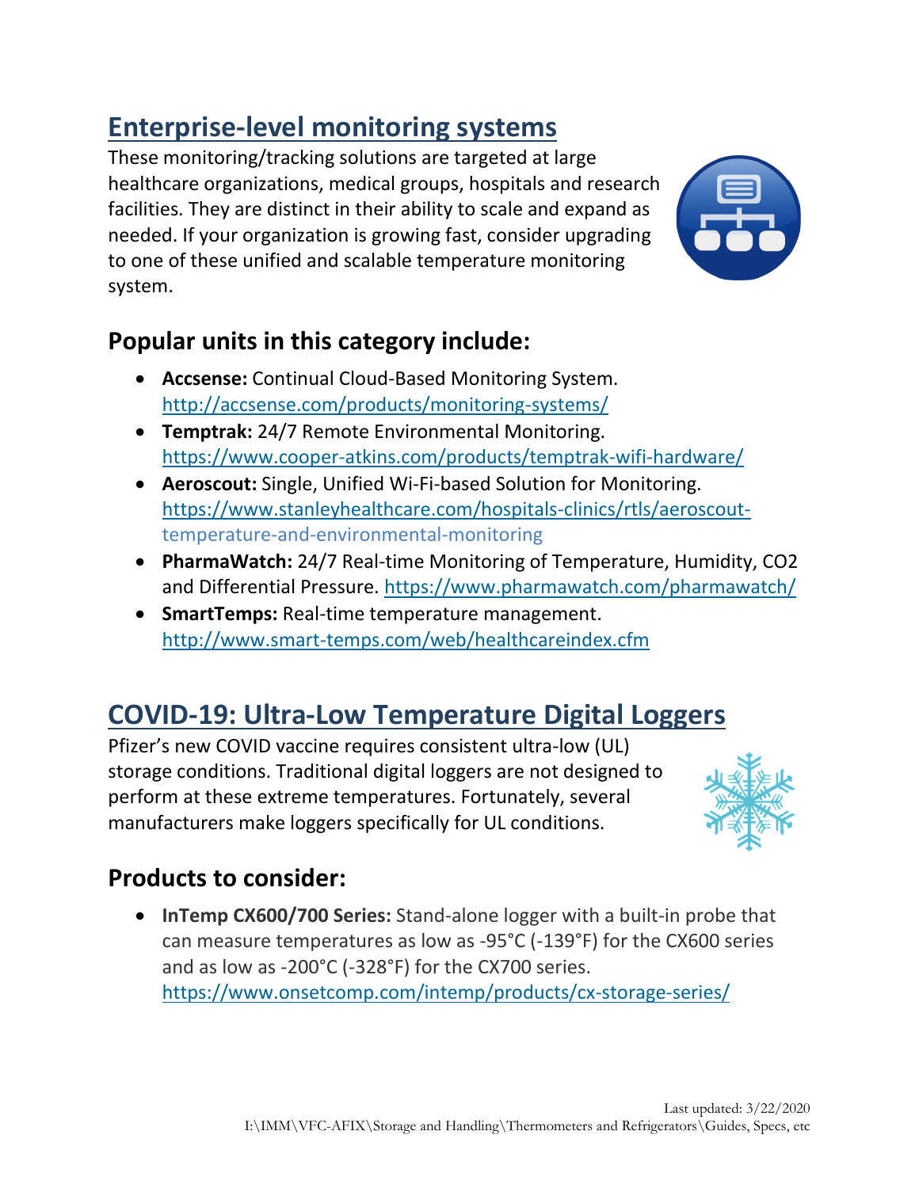## Enterprise-level monitoring systems

These monitoring/tracking solutions are targeted at large healthcare organizations, medical groups, hospitals and research facilities. They are distinct in their ability to scale and expand as needed. If your organization is growing fast, consider upgrading to one of these unified and scalable temperature monitoring system.

### Popular units in this category include:

- **Accsense:** Continual Cloud-Based Monitoring System. http://accsense.com/products/monitoring-systems/
- **Temptrak:** 24/7 Remote Environmental Monitoring. https://www.cooper-atkins.com/products/temptrak-wifi-hardware/
- **Aeroscout:** Single, Unified Wi-Fi-based Solution for Monitoring. https://www.stanleyhealthcare.com/hospitals-clinics/rtls/aeroscout-temperature-and-environmental-monitoring
- **PharmaWatch:** 24/7 Real-time Monitoring of Temperature, Humidity, CO2 and Differential Pressure. https://www.pharmawatch.com/pharmawatch/
- **SmartTemps:** Real-time temperature management. http://www.smart-temps.com/web/healthcareindex.cfm

## COVID-19: Ultra-Low Temperature Digital Loggers

Pfizer's new COVID vaccine requires consistent ultra-low (UL) storage conditions. Traditional digital loggers are not designed to perform at these extreme temperatures. Fortunately, several manufacturers make loggers specifically for UL conditions.

### Products to consider:

- **InTemp CX600/700 Series:** Stand-alone logger with a built-in probe that can measure temperatures as low as -95°C (-139°F) for the CX600 series and as low as -200°C (-328°F) for the CX700 series. https://www.onsetcomp.com/intemp/products/cx-storage-series/

Last updated: 3/22/2020
I:\IMM\VFC-AFIX\Storage and Handling\Thermometers and Refrigerators\Guides, Specs, etc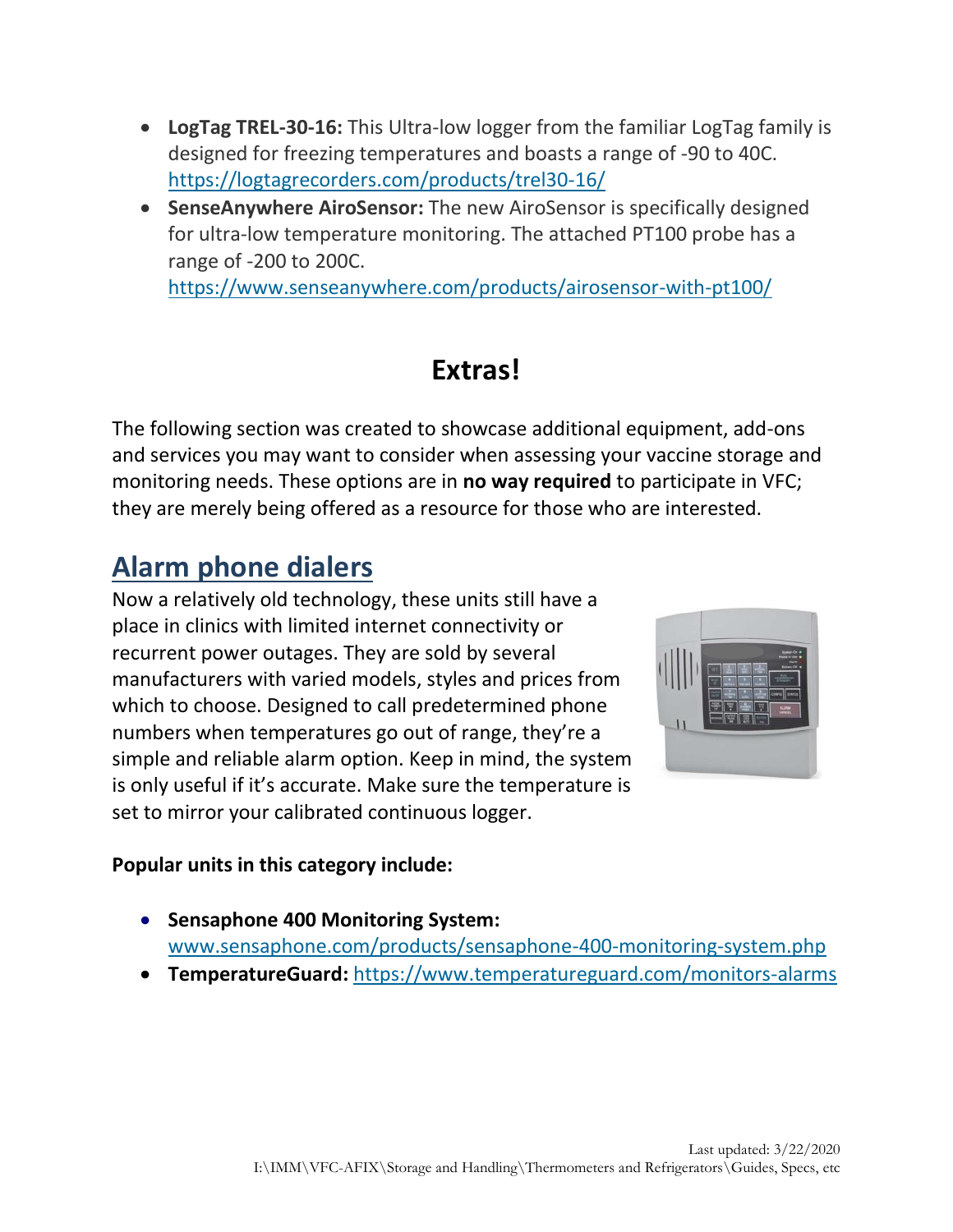- **LogTag TREL-30-16:** This Ultra-low logger from the familiar LogTag family is designed for freezing temperatures and boasts a range of -90 to 40C. https://logtagrecorders.com/products/trel30-16/
- **SenseAnywhere AiroSensor:** The new AiroSensor is specifically designed for ultra-low temperature monitoring. The attached PT100 probe has a range of -200 to 200C. https://www.senseanywhere.com/products/airosensor-with-pt100/

# Extras!

The following section was created to showcase additional equipment, add-ons and services you may want to consider when assessing your vaccine storage and monitoring needs. These options are in **no way required** to participate in VFC; they are merely being offered as a resource for those who are interested.

## Alarm phone dialers

Now a relatively old technology, these units still have a place in clinics with limited internet connectivity or recurrent power outages. They are sold by several manufacturers with varied models, styles and prices from which to choose. Designed to call predetermined phone numbers when temperatures go out of range, they're a simple and reliable alarm option. Keep in mind, the system is only useful if it's accurate. Make sure the temperature is set to mirror your calibrated continuous logger.

**Popular units in this category include:**

- **Sensaphone 400 Monitoring System:** www.sensaphone.com/products/sensaphone-400-monitoring-system.php
- **TemperatureGuard:** https://www.temperatureguard.com/monitors-alarms

Last updated: 3/22/2020
I:\IMM\VFC-AFIX\Storage and Handling\Thermometers and Refrigerators\Guides, Specs, etc